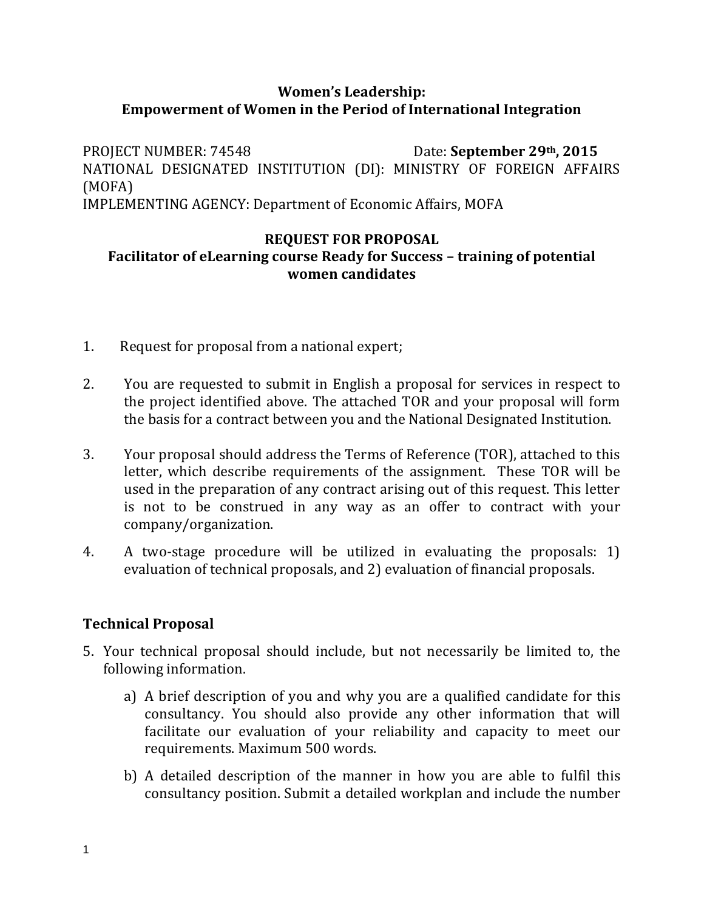**Women's Leadership:**
**Empowerment of Women in the Period of International Integration**

PROJECT NUMBER: 74548 Date: **September 29th, 2015**
NATIONAL DESIGNATED INSTITUTION (DI): MINISTRY OF FOREIGN AFFAIRS (MOFA)
IMPLEMENTING AGENCY: Department of Economic Affairs, MOFA

**REQUEST FOR PROPOSAL**
**Facilitator of eLearning course Ready for Success – training of potential women candidates**

1. Request for proposal from a national expert;

2. You are requested to submit in English a proposal for services in respect to the project identified above. The attached TOR and your proposal will form the basis for a contract between you and the National Designated Institution.

3. Your proposal should address the Terms of Reference (TOR), attached to this letter, which describe requirements of the assignment. These TOR will be used in the preparation of any contract arising out of this request. This letter is not to be construed in any way as an offer to contract with your company/organization.

4. A two-stage procedure will be utilized in evaluating the proposals: 1) evaluation of technical proposals, and 2) evaluation of financial proposals.

## Technical Proposal

5. Your technical proposal should include, but not necessarily be limited to, the following information.

   a) A brief description of you and why you are a qualified candidate for this consultancy. You should also provide any other information that will facilitate our evaluation of your reliability and capacity to meet our requirements. Maximum 500 words.

   b) A detailed description of the manner in how you are able to fulfil this consultancy position. Submit a detailed workplan and include the number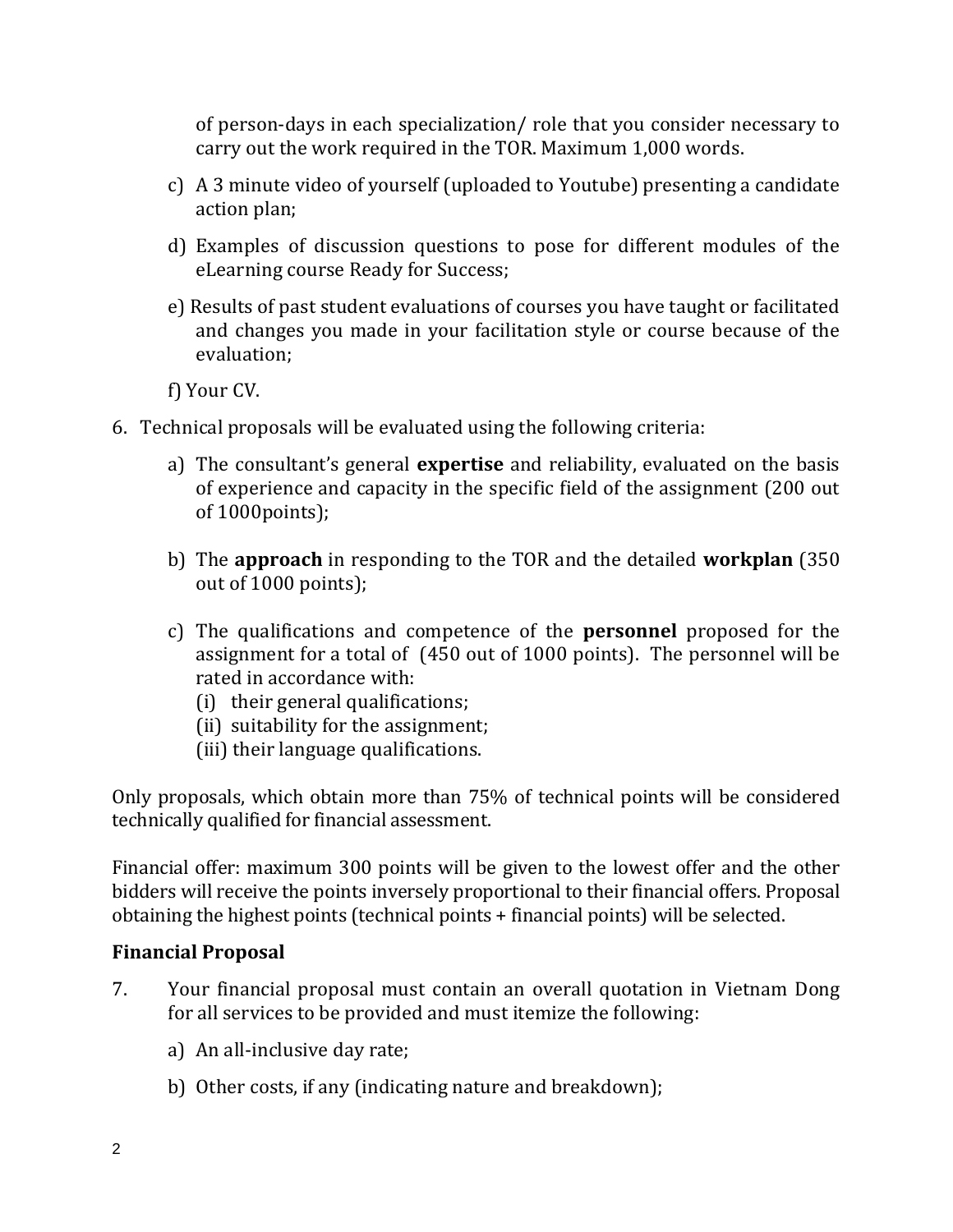of person-days in each specialization/ role that you consider necessary to carry out the work required in the TOR. Maximum 1,000 words.

c) A 3 minute video of yourself (uploaded to Youtube) presenting a candidate action plan;

d) Examples of discussion questions to pose for different modules of the eLearning course Ready for Success;

e) Results of past student evaluations of courses you have taught or facilitated and changes you made in your facilitation style or course because of the evaluation;

f) Your CV.

6. Technical proposals will be evaluated using the following criteria:

   a) The consultant's general **expertise** and reliability, evaluated on the basis of experience and capacity in the specific field of the assignment (200 out of 1000points);

   b) The **approach** in responding to the TOR and the detailed **workplan** (350 out of 1000 points);

   c) The qualifications and competence of the **personnel** proposed for the assignment for a total of (450 out of 1000 points). The personnel will be rated in accordance with:
      (i) their general qualifications;
      (ii) suitability for the assignment;
      (iii) their language qualifications.

Only proposals, which obtain more than 75% of technical points will be considered technically qualified for financial assessment.

Financial offer: maximum 300 points will be given to the lowest offer and the other bidders will receive the points inversely proportional to their financial offers. Proposal obtaining the highest points (technical points + financial points) will be selected.

## Financial Proposal

7. Your financial proposal must contain an overall quotation in Vietnam Dong for all services to be provided and must itemize the following:

   a) An all-inclusive day rate;

   b) Other costs, if any (indicating nature and breakdown);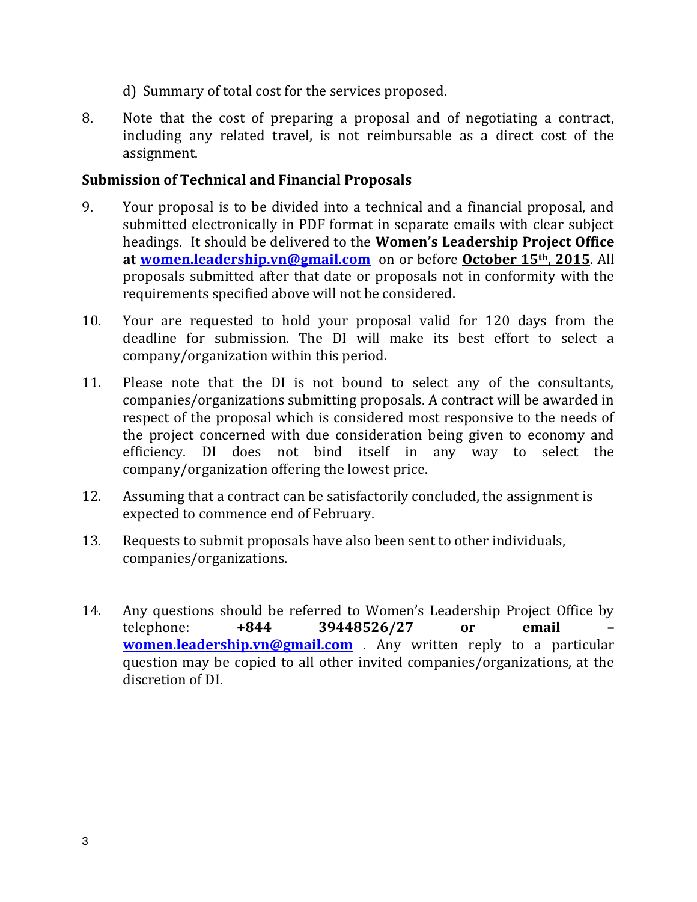d) Summary of total cost for the services proposed.

8. Note that the cost of preparing a proposal and of negotiating a contract, including any related travel, is not reimbursable as a direct cost of the assignment.

**Submission of Technical and Financial Proposals**

9. Your proposal is to be divided into a technical and a financial proposal, and submitted electronically in PDF format in separate emails with clear subject headings. It should be delivered to the **Women's Leadership Project Office at [women.leadership.vn@gmail.com](mailto:women.leadership.vn@gmail.com)** on or before **October 15th, 2015**. All proposals submitted after that date or proposals not in conformity with the requirements specified above will not be considered.

10. Your are requested to hold your proposal valid for 120 days from the deadline for submission. The DI will make its best effort to select a company/organization within this period.

11. Please note that the DI is not bound to select any of the consultants, companies/organizations submitting proposals. A contract will be awarded in respect of the proposal which is considered most responsive to the needs of the project concerned with due consideration being given to economy and efficiency. DI does not bind itself in any way to select the company/organization offering the lowest price.

12. Assuming that a contract can be satisfactorily concluded, the assignment is expected to commence end of February.

13. Requests to submit proposals have also been sent to other individuals, companies/organizations.

14. Any questions should be referred to Women's Leadership Project Office by telephone: **+844 39448526/27 or email – [women.leadership.vn@gmail.com](mailto:women.leadership.vn@gmail.com)** . Any written reply to a particular question may be copied to all other invited companies/organizations, at the discretion of DI.